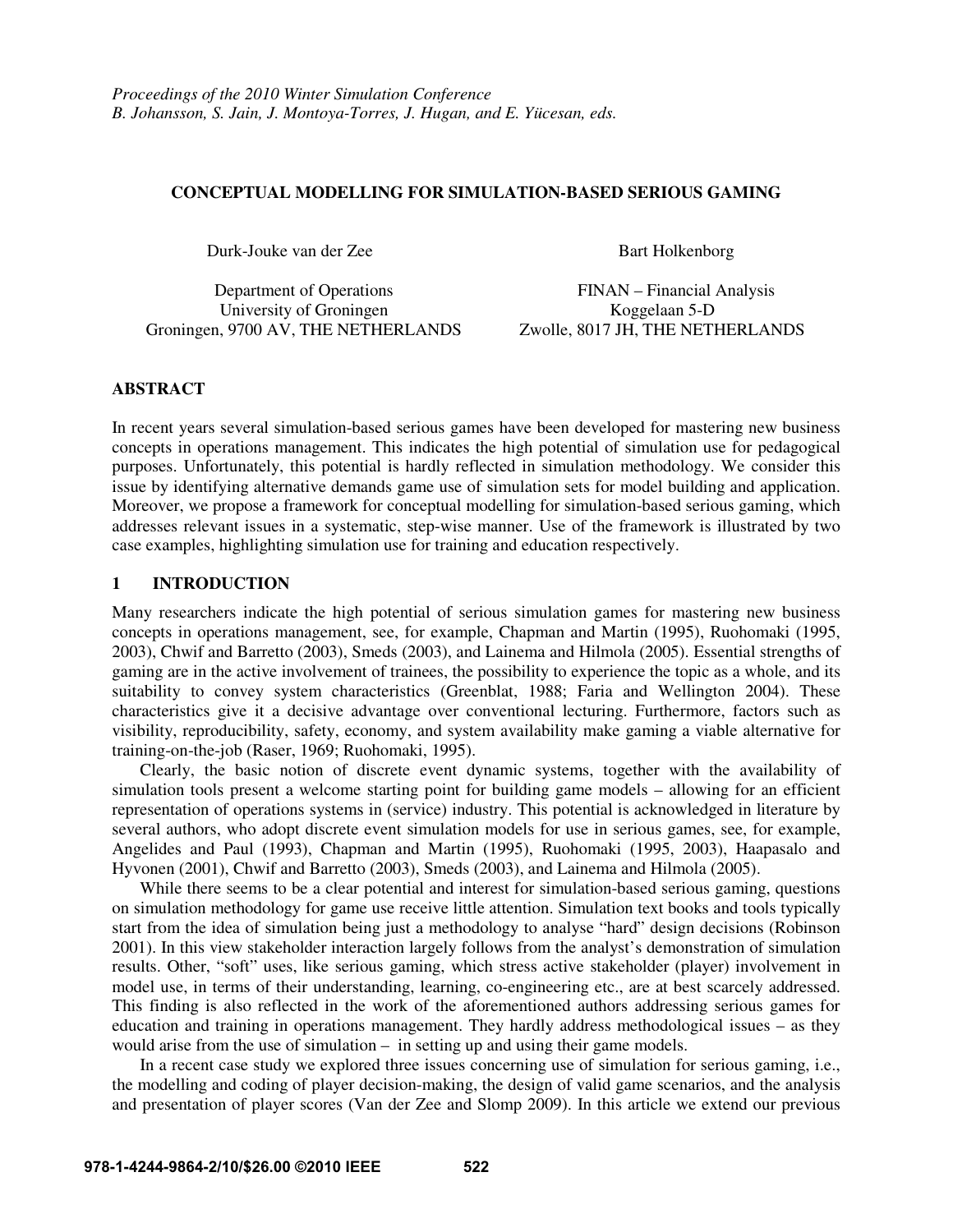*Proceedings of the 2010 Winter Simulation Conference*
*B. Johansson, S. Jain, J. Montoya-Torres, J. Hugan, and E. Yücesan, eds.*

# CONCEPTUAL MODELLING FOR SIMULATION-BASED SERIOUS GAMING

Durk-Jouke van der Zee
Department of Operations
University of Groningen
Groningen, 9700 AV, THE NETHERLANDS

Bart Holkenborg
FINAN – Financial Analysis
Koggelaan 5-D
Zwolle, 8017 JH, THE NETHERLANDS

## ABSTRACT

In recent years several simulation-based serious games have been developed for mastering new business concepts in operations management. This indicates the high potential of simulation use for pedagogical purposes. Unfortunately, this potential is hardly reflected in simulation methodology. We consider this issue by identifying alternative demands game use of simulation sets for model building and application. Moreover, we propose a framework for conceptual modelling for simulation-based serious gaming, which addresses relevant issues in a systematic, step-wise manner. Use of the framework is illustrated by two case examples, highlighting simulation use for training and education respectively.

## 1 INTRODUCTION

Many researchers indicate the high potential of serious simulation games for mastering new business concepts in operations management, see, for example, Chapman and Martin (1995), Ruohomaki (1995, 2003), Chwif and Barretto (2003), Smeds (2003), and Lainema and Hilmola (2005). Essential strengths of gaming are in the active involvement of trainees, the possibility to experience the topic as a whole, and its suitability to convey system characteristics (Greenblat, 1988; Faria and Wellington 2004). These characteristics give it a decisive advantage over conventional lecturing. Furthermore, factors such as visibility, reproducibility, safety, economy, and system availability make gaming a viable alternative for training-on-the-job (Raser, 1969; Ruohomaki, 1995).

Clearly, the basic notion of discrete event dynamic systems, together with the availability of simulation tools present a welcome starting point for building game models – allowing for an efficient representation of operations systems in (service) industry. This potential is acknowledged in literature by several authors, who adopt discrete event simulation models for use in serious games, see, for example, Angelides and Paul (1993), Chapman and Martin (1995), Ruohomaki (1995, 2003), Haapasalo and Hyvonen (2001), Chwif and Barretto (2003), Smeds (2003), and Lainema and Hilmola (2005).

While there seems to be a clear potential and interest for simulation-based serious gaming, questions on simulation methodology for game use receive little attention. Simulation text books and tools typically start from the idea of simulation being just a methodology to analyse "hard" design decisions (Robinson 2001). In this view stakeholder interaction largely follows from the analyst's demonstration of simulation results. Other, "soft" uses, like serious gaming, which stress active stakeholder (player) involvement in model use, in terms of their understanding, learning, co-engineering etc., are at best scarcely addressed. This finding is also reflected in the work of the aforementioned authors addressing serious games for education and training in operations management. They hardly address methodological issues – as they would arise from the use of simulation – in setting up and using their game models.

In a recent case study we explored three issues concerning use of simulation for serious gaming, i.e., the modelling and coding of player decision-making, the design of valid game scenarios, and the analysis and presentation of player scores (Van der Zee and Slomp 2009). In this article we extend our previous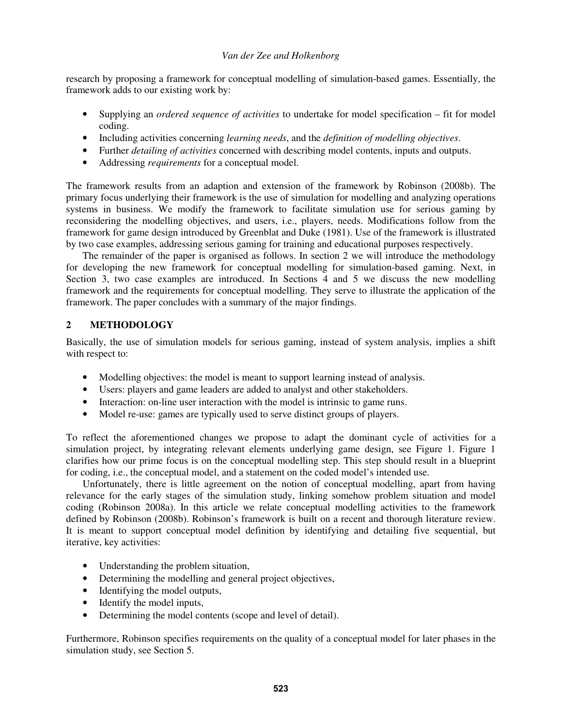research by proposing a framework for conceptual modelling of simulation-based games. Essentially, the framework adds to our existing work by:

- Supplying an *ordered sequence of activities* to undertake for model specification – fit for model coding.
- Including activities concerning *learning needs*, and the *definition of modelling objectives*.
- Further *detailing of activities* concerned with describing model contents, inputs and outputs.
- Addressing *requirements* for a conceptual model.

The framework results from an adaption and extension of the framework by Robinson (2008b). The primary focus underlying their framework is the use of simulation for modelling and analyzing operations systems in business. We modify the framework to facilitate simulation use for serious gaming by reconsidering the modelling objectives, and users, i.e., players, needs. Modifications follow from the framework for game design introduced by Greenblat and Duke (1981). Use of the framework is illustrated by two case examples, addressing serious gaming for training and educational purposes respectively.

The remainder of the paper is organised as follows. In section 2 we will introduce the methodology for developing the new framework for conceptual modelling for simulation-based gaming. Next, in Section 3, two case examples are introduced. In Sections 4 and 5 we discuss the new modelling framework and the requirements for conceptual modelling. They serve to illustrate the application of the framework. The paper concludes with a summary of the major findings.

## 2 METHODOLOGY

Basically, the use of simulation models for serious gaming, instead of system analysis, implies a shift with respect to:

- Modelling objectives: the model is meant to support learning instead of analysis.
- Users: players and game leaders are added to analyst and other stakeholders.
- Interaction: on-line user interaction with the model is intrinsic to game runs.
- Model re-use: games are typically used to serve distinct groups of players.

To reflect the aforementioned changes we propose to adapt the dominant cycle of activities for a simulation project, by integrating relevant elements underlying game design, see Figure 1. Figure 1 clarifies how our prime focus is on the conceptual modelling step. This step should result in a blueprint for coding, i.e., the conceptual model, and a statement on the coded model's intended use.

Unfortunately, there is little agreement on the notion of conceptual modelling, apart from having relevance for the early stages of the simulation study, linking somehow problem situation and model coding (Robinson 2008a). In this article we relate conceptual modelling activities to the framework defined by Robinson (2008b). Robinson's framework is built on a recent and thorough literature review. It is meant to support conceptual model definition by identifying and detailing five sequential, but iterative, key activities:

- Understanding the problem situation,
- Determining the modelling and general project objectives,
- Identifying the model outputs,
- Identify the model inputs,
- Determining the model contents (scope and level of detail).

Furthermore, Robinson specifies requirements on the quality of a conceptual model for later phases in the simulation study, see Section 5.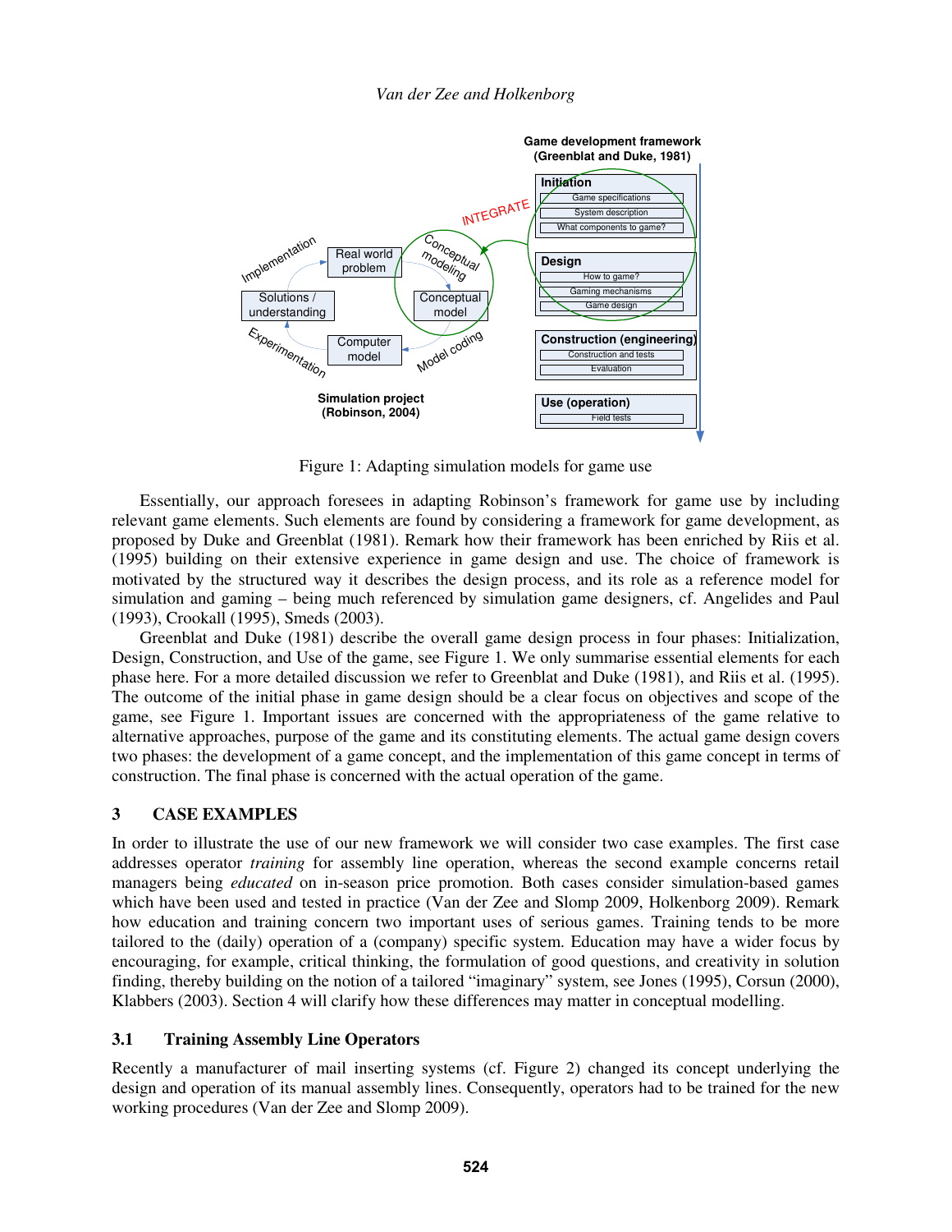Figure 1: Adapting simulation models for game use

Essentially, our approach foresees in adapting Robinson's framework for game use by including relevant game elements. Such elements are found by considering a framework for game development, as proposed by Duke and Greenblat (1981). Remark how their framework has been enriched by Riis et al. (1995) building on their extensive experience in game design and use. The choice of framework is motivated by the structured way it describes the design process, and its role as a reference model for simulation and gaming – being much referenced by simulation game designers, cf. Angelides and Paul (1993), Crookall (1995), Smeds (2003).

Greenblat and Duke (1981) describe the overall game design process in four phases: Initialization, Design, Construction, and Use of the game, see Figure 1. We only summarise essential elements for each phase here. For a more detailed discussion we refer to Greenblat and Duke (1981), and Riis et al. (1995). The outcome of the initial phase in game design should be a clear focus on objectives and scope of the game, see Figure 1. Important issues are concerned with the appropriateness of the game relative to alternative approaches, purpose of the game and its constituting elements. The actual game design covers two phases: the development of a game concept, and the implementation of this game concept in terms of construction. The final phase is concerned with the actual operation of the game.

## 3 CASE EXAMPLES

In order to illustrate the use of our new framework we will consider two case examples. The first case addresses operator *training* for assembly line operation, whereas the second example concerns retail managers being *educated* on in-season price promotion. Both cases consider simulation-based games which have been used and tested in practice (Van der Zee and Slomp 2009, Holkenborg 2009). Remark how education and training concern two important uses of serious games. Training tends to be more tailored to the (daily) operation of a (company) specific system. Education may have a wider focus by encouraging, for example, critical thinking, the formulation of good questions, and creativity in solution finding, thereby building on the notion of a tailored "imaginary" system, see Jones (1995), Corsun (2000), Klabbers (2003). Section 4 will clarify how these differences may matter in conceptual modelling.

### 3.1 Training Assembly Line Operators

Recently a manufacturer of mail inserting systems (cf. Figure 2) changed its concept underlying the design and operation of its manual assembly lines. Consequently, operators had to be trained for the new working procedures (Van der Zee and Slomp 2009).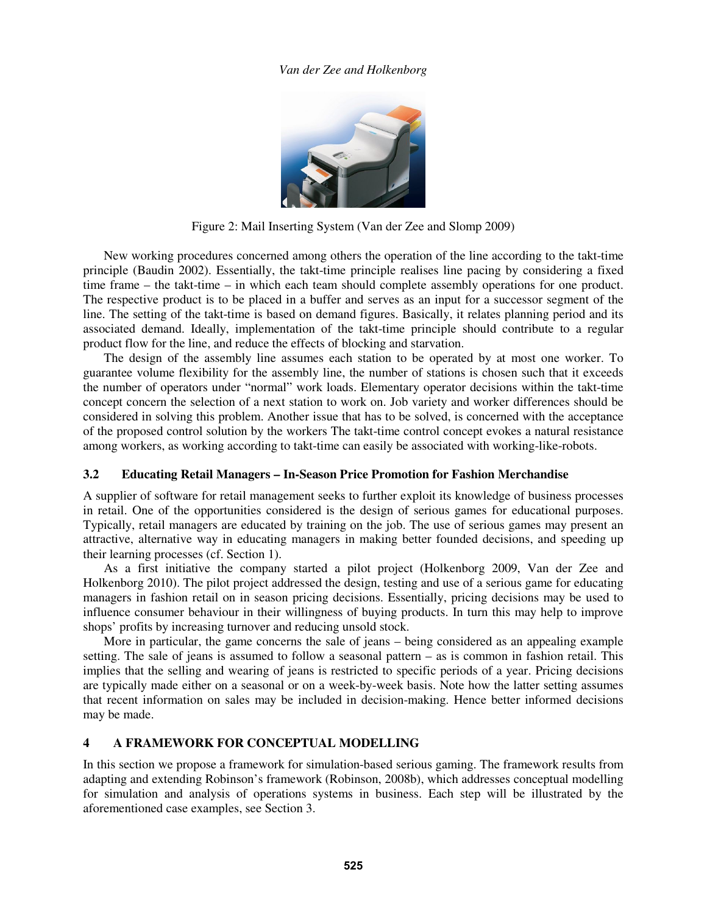Figure 2: Mail Inserting System (Van der Zee and Slomp 2009)

New working procedures concerned among others the operation of the line according to the takt-time principle (Baudin 2002). Essentially, the takt-time principle realises line pacing by considering a fixed time frame – the takt-time – in which each team should complete assembly operations for one product. The respective product is to be placed in a buffer and serves as an input for a successor segment of the line. The setting of the takt-time is based on demand figures. Basically, it relates planning period and its associated demand. Ideally, implementation of the takt-time principle should contribute to a regular product flow for the line, and reduce the effects of blocking and starvation.

The design of the assembly line assumes each station to be operated by at most one worker. To guarantee volume flexibility for the assembly line, the number of stations is chosen such that it exceeds the number of operators under "normal" work loads. Elementary operator decisions within the takt-time concept concern the selection of a next station to work on. Job variety and worker differences should be considered in solving this problem. Another issue that has to be solved, is concerned with the acceptance of the proposed control solution by the workers The takt-time control concept evokes a natural resistance among workers, as working according to takt-time can easily be associated with working-like-robots.

### 3.2 Educating Retail Managers – In-Season Price Promotion for Fashion Merchandise

A supplier of software for retail management seeks to further exploit its knowledge of business processes in retail. One of the opportunities considered is the design of serious games for educational purposes. Typically, retail managers are educated by training on the job. The use of serious games may present an attractive, alternative way in educating managers in making better founded decisions, and speeding up their learning processes (cf. Section 1).

As a first initiative the company started a pilot project (Holkenborg 2009, Van der Zee and Holkenborg 2010). The pilot project addressed the design, testing and use of a serious game for educating managers in fashion retail on in season pricing decisions. Essentially, pricing decisions may be used to influence consumer behaviour in their willingness of buying products. In turn this may help to improve shops' profits by increasing turnover and reducing unsold stock.

More in particular, the game concerns the sale of jeans – being considered as an appealing example setting. The sale of jeans is assumed to follow a seasonal pattern – as is common in fashion retail. This implies that the selling and wearing of jeans is restricted to specific periods of a year. Pricing decisions are typically made either on a seasonal or on a week-by-week basis. Note how the latter setting assumes that recent information on sales may be included in decision-making. Hence better informed decisions may be made.

## 4 A FRAMEWORK FOR CONCEPTUAL MODELLING

In this section we propose a framework for simulation-based serious gaming. The framework results from adapting and extending Robinson's framework (Robinson, 2008b), which addresses conceptual modelling for simulation and analysis of operations systems in business. Each step will be illustrated by the aforementioned case examples, see Section 3.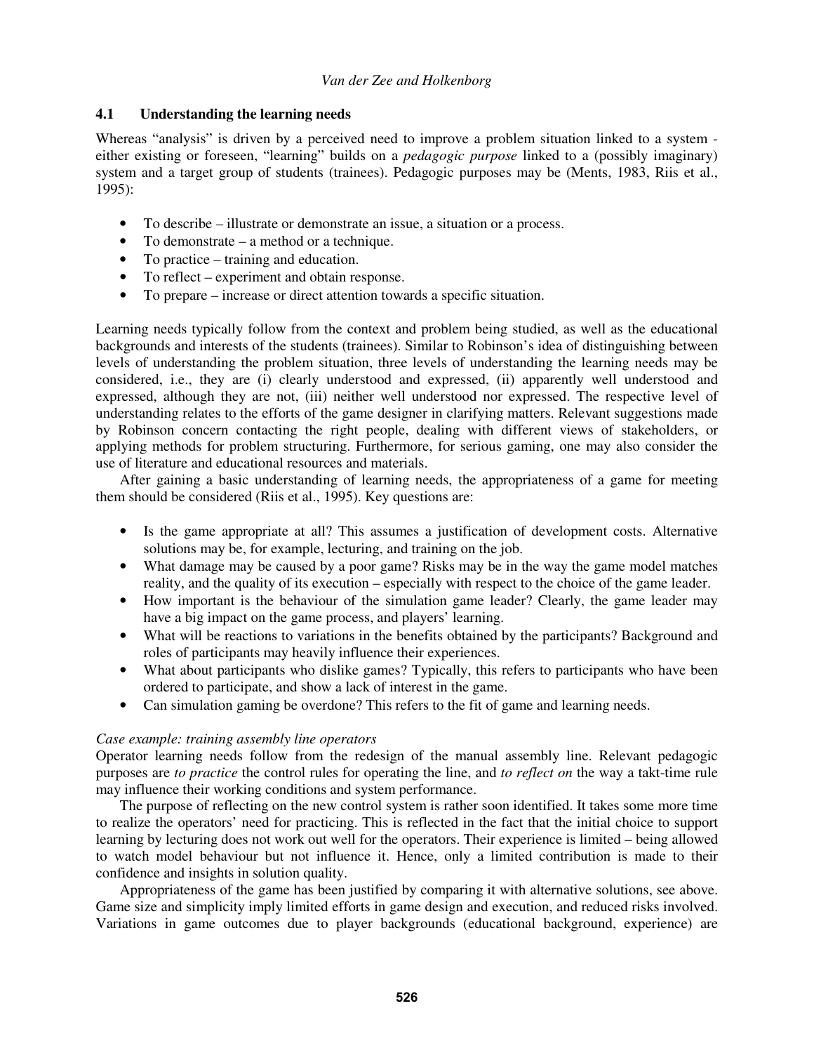### 4.1 Understanding the learning needs

Whereas "analysis" is driven by a perceived need to improve a problem situation linked to a system - either existing or foreseen, "learning" builds on a *pedagogic purpose* linked to a (possibly imaginary) system and a target group of students (trainees). Pedagogic purposes may be (Ments, 1983, Riis et al., 1995):

- To describe – illustrate or demonstrate an issue, a situation or a process.
- To demonstrate – a method or a technique.
- To practice – training and education.
- To reflect – experiment and obtain response.
- To prepare – increase or direct attention towards a specific situation.

Learning needs typically follow from the context and problem being studied, as well as the educational backgrounds and interests of the students (trainees). Similar to Robinson's idea of distinguishing between levels of understanding the problem situation, three levels of understanding the learning needs may be considered, i.e., they are (i) clearly understood and expressed, (ii) apparently well understood and expressed, although they are not, (iii) neither well understood nor expressed. The respective level of understanding relates to the efforts of the game designer in clarifying matters. Relevant suggestions made by Robinson concern contacting the right people, dealing with different views of stakeholders, or applying methods for problem structuring. Furthermore, for serious gaming, one may also consider the use of literature and educational resources and materials.

After gaining a basic understanding of learning needs, the appropriateness of a game for meeting them should be considered (Riis et al., 1995). Key questions are:

- Is the game appropriate at all? This assumes a justification of development costs. Alternative solutions may be, for example, lecturing, and training on the job.
- What damage may be caused by a poor game? Risks may be in the way the game model matches reality, and the quality of its execution – especially with respect to the choice of the game leader.
- How important is the behaviour of the simulation game leader? Clearly, the game leader may have a big impact on the game process, and players' learning.
- What will be reactions to variations in the benefits obtained by the participants? Background and roles of participants may heavily influence their experiences.
- What about participants who dislike games? Typically, this refers to participants who have been ordered to participate, and show a lack of interest in the game.
- Can simulation gaming be overdone? This refers to the fit of game and learning needs.

*Case example: training assembly line operators*

Operator learning needs follow from the redesign of the manual assembly line. Relevant pedagogic purposes are *to practice* the control rules for operating the line, and *to reflect on* the way a takt-time rule may influence their working conditions and system performance.

The purpose of reflecting on the new control system is rather soon identified. It takes some more time to realize the operators' need for practicing. This is reflected in the fact that the initial choice to support learning by lecturing does not work out well for the operators. Their experience is limited – being allowed to watch model behaviour but not influence it. Hence, only a limited contribution is made to their confidence and insights in solution quality.

Appropriateness of the game has been justified by comparing it with alternative solutions, see above. Game size and simplicity imply limited efforts in game design and execution, and reduced risks involved. Variations in game outcomes due to player backgrounds (educational background, experience) are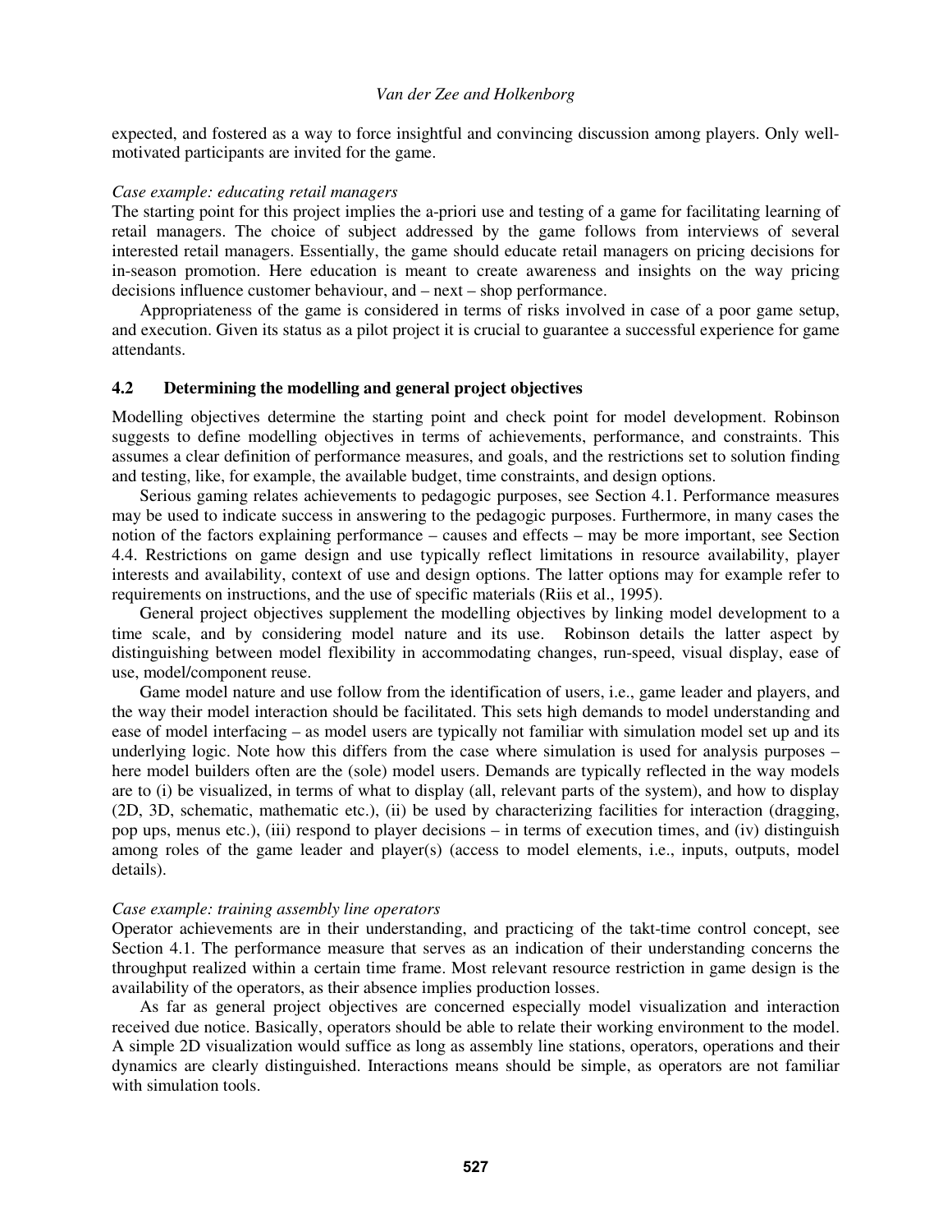expected, and fostered as a way to force insightful and convincing discussion among players. Only well-motivated participants are invited for the game.

*Case example: educating retail managers*

The starting point for this project implies the a-priori use and testing of a game for facilitating learning of retail managers. The choice of subject addressed by the game follows from interviews of several interested retail managers. Essentially, the game should educate retail managers on pricing decisions for in-season promotion. Here education is meant to create awareness and insights on the way pricing decisions influence customer behaviour, and – next – shop performance.

Appropriateness of the game is considered in terms of risks involved in case of a poor game setup, and execution. Given its status as a pilot project it is crucial to guarantee a successful experience for game attendants.

### 4.2 Determining the modelling and general project objectives

Modelling objectives determine the starting point and check point for model development. Robinson suggests to define modelling objectives in terms of achievements, performance, and constraints. This assumes a clear definition of performance measures, and goals, and the restrictions set to solution finding and testing, like, for example, the available budget, time constraints, and design options.

Serious gaming relates achievements to pedagogic purposes, see Section 4.1. Performance measures may be used to indicate success in answering to the pedagogic purposes. Furthermore, in many cases the notion of the factors explaining performance – causes and effects – may be more important, see Section 4.4. Restrictions on game design and use typically reflect limitations in resource availability, player interests and availability, context of use and design options. The latter options may for example refer to requirements on instructions, and the use of specific materials (Riis et al., 1995).

General project objectives supplement the modelling objectives by linking model development to a time scale, and by considering model nature and its use. Robinson details the latter aspect by distinguishing between model flexibility in accommodating changes, run-speed, visual display, ease of use, model/component reuse.

Game model nature and use follow from the identification of users, i.e., game leader and players, and the way their model interaction should be facilitated. This sets high demands to model understanding and ease of model interfacing – as model users are typically not familiar with simulation model set up and its underlying logic. Note how this differs from the case where simulation is used for analysis purposes – here model builders often are the (sole) model users. Demands are typically reflected in the way models are to (i) be visualized, in terms of what to display (all, relevant parts of the system), and how to display (2D, 3D, schematic, mathematic etc.), (ii) be used by characterizing facilities for interaction (dragging, pop ups, menus etc.), (iii) respond to player decisions – in terms of execution times, and (iv) distinguish among roles of the game leader and player(s) (access to model elements, i.e., inputs, outputs, model details).

*Case example: training assembly line operators*

Operator achievements are in their understanding, and practicing of the takt-time control concept, see Section 4.1. The performance measure that serves as an indication of their understanding concerns the throughput realized within a certain time frame. Most relevant resource restriction in game design is the availability of the operators, as their absence implies production losses.

As far as general project objectives are concerned especially model visualization and interaction received due notice. Basically, operators should be able to relate their working environment to the model. A simple 2D visualization would suffice as long as assembly line stations, operators, operations and their dynamics are clearly distinguished. Interactions means should be simple, as operators are not familiar with simulation tools.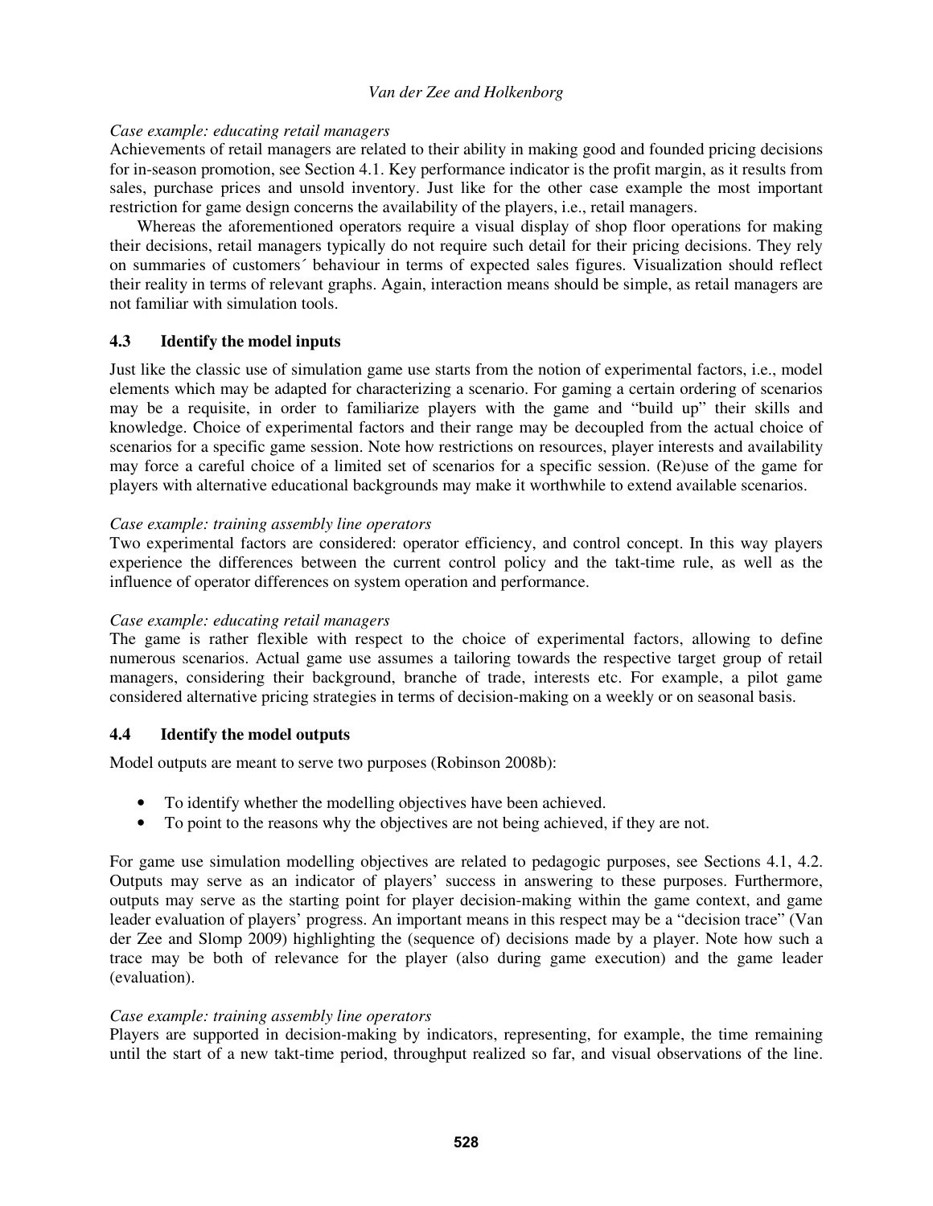*Case example: educating retail managers*

Achievements of retail managers are related to their ability in making good and founded pricing decisions for in-season promotion, see Section 4.1. Key performance indicator is the profit margin, as it results from sales, purchase prices and unsold inventory. Just like for the other case example the most important restriction for game design concerns the availability of the players, i.e., retail managers.

Whereas the aforementioned operators require a visual display of shop floor operations for making their decisions, retail managers typically do not require such detail for their pricing decisions. They rely on summaries of customers´ behaviour in terms of expected sales figures. Visualization should reflect their reality in terms of relevant graphs. Again, interaction means should be simple, as retail managers are not familiar with simulation tools.

## 4.3 Identify the model inputs

Just like the classic use of simulation game use starts from the notion of experimental factors, i.e., model elements which may be adapted for characterizing a scenario. For gaming a certain ordering of scenarios may be a requisite, in order to familiarize players with the game and "build up" their skills and knowledge. Choice of experimental factors and their range may be decoupled from the actual choice of scenarios for a specific game session. Note how restrictions on resources, player interests and availability may force a careful choice of a limited set of scenarios for a specific session. (Re)use of the game for players with alternative educational backgrounds may make it worthwhile to extend available scenarios.

*Case example: training assembly line operators*

Two experimental factors are considered: operator efficiency, and control concept. In this way players experience the differences between the current control policy and the takt-time rule, as well as the influence of operator differences on system operation and performance.

*Case example: educating retail managers*

The game is rather flexible with respect to the choice of experimental factors, allowing to define numerous scenarios. Actual game use assumes a tailoring towards the respective target group of retail managers, considering their background, branche of trade, interests etc. For example, a pilot game considered alternative pricing strategies in terms of decision-making on a weekly or on seasonal basis.

## 4.4 Identify the model outputs

Model outputs are meant to serve two purposes (Robinson 2008b):

- To identify whether the modelling objectives have been achieved.
- To point to the reasons why the objectives are not being achieved, if they are not.

For game use simulation modelling objectives are related to pedagogic purposes, see Sections 4.1, 4.2. Outputs may serve as an indicator of players' success in answering to these purposes. Furthermore, outputs may serve as the starting point for player decision-making within the game context, and game leader evaluation of players' progress. An important means in this respect may be a "decision trace" (Van der Zee and Slomp 2009) highlighting the (sequence of) decisions made by a player. Note how such a trace may be both of relevance for the player (also during game execution) and the game leader (evaluation).

*Case example: training assembly line operators*

Players are supported in decision-making by indicators, representing, for example, the time remaining until the start of a new takt-time period, throughput realized so far, and visual observations of the line.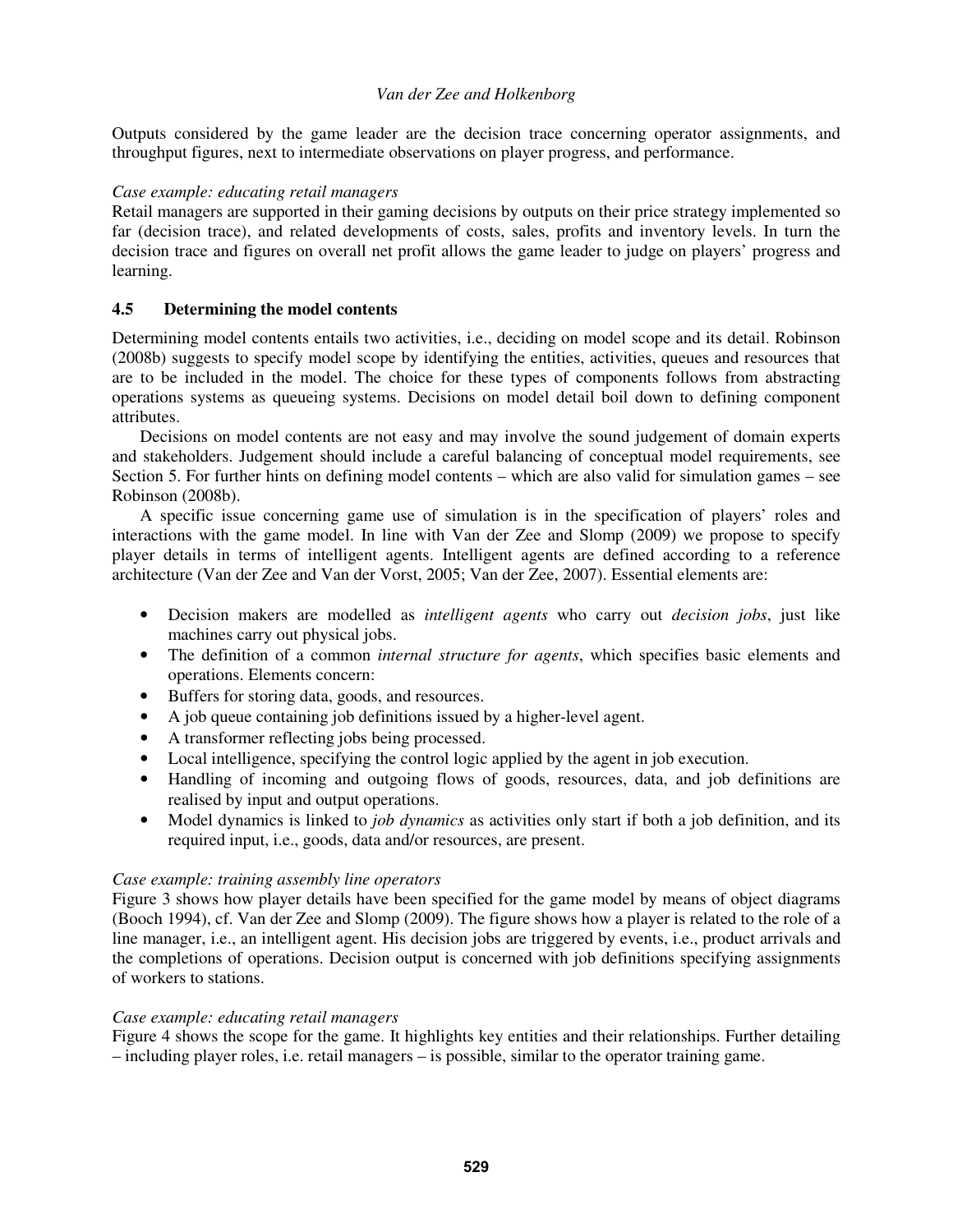Outputs considered by the game leader are the decision trace concerning operator assignments, and throughput figures, next to intermediate observations on player progress, and performance.

*Case example: educating retail managers*
Retail managers are supported in their gaming decisions by outputs on their price strategy implemented so far (decision trace), and related developments of costs, sales, profits and inventory levels. In turn the decision trace and figures on overall net profit allows the game leader to judge on players' progress and learning.

### 4.5 Determining the model contents

Determining model contents entails two activities, i.e., deciding on model scope and its detail. Robinson (2008b) suggests to specify model scope by identifying the entities, activities, queues and resources that are to be included in the model. The choice for these types of components follows from abstracting operations systems as queueing systems. Decisions on model detail boil down to defining component attributes.

Decisions on model contents are not easy and may involve the sound judgement of domain experts and stakeholders. Judgement should include a careful balancing of conceptual model requirements, see Section 5. For further hints on defining model contents – which are also valid for simulation games – see Robinson (2008b).

A specific issue concerning game use of simulation is in the specification of players' roles and interactions with the game model. In line with Van der Zee and Slomp (2009) we propose to specify player details in terms of intelligent agents. Intelligent agents are defined according to a reference architecture (Van der Zee and Van der Vorst, 2005; Van der Zee, 2007). Essential elements are:

- Decision makers are modelled as *intelligent agents* who carry out *decision jobs*, just like machines carry out physical jobs.
- The definition of a common *internal structure for agents*, which specifies basic elements and operations. Elements concern:
- Buffers for storing data, goods, and resources.
- A job queue containing job definitions issued by a higher-level agent.
- A transformer reflecting jobs being processed.
- Local intelligence, specifying the control logic applied by the agent in job execution.
- Handling of incoming and outgoing flows of goods, resources, data, and job definitions are realised by input and output operations.
- Model dynamics is linked to *job dynamics* as activities only start if both a job definition, and its required input, i.e., goods, data and/or resources, are present.

*Case example: training assembly line operators*
Figure 3 shows how player details have been specified for the game model by means of object diagrams (Booch 1994), cf. Van der Zee and Slomp (2009). The figure shows how a player is related to the role of a line manager, i.e., an intelligent agent. His decision jobs are triggered by events, i.e., product arrivals and the completions of operations. Decision output is concerned with job definitions specifying assignments of workers to stations.

*Case example: educating retail managers*
Figure 4 shows the scope for the game. It highlights key entities and their relationships. Further detailing – including player roles, i.e. retail managers – is possible, similar to the operator training game.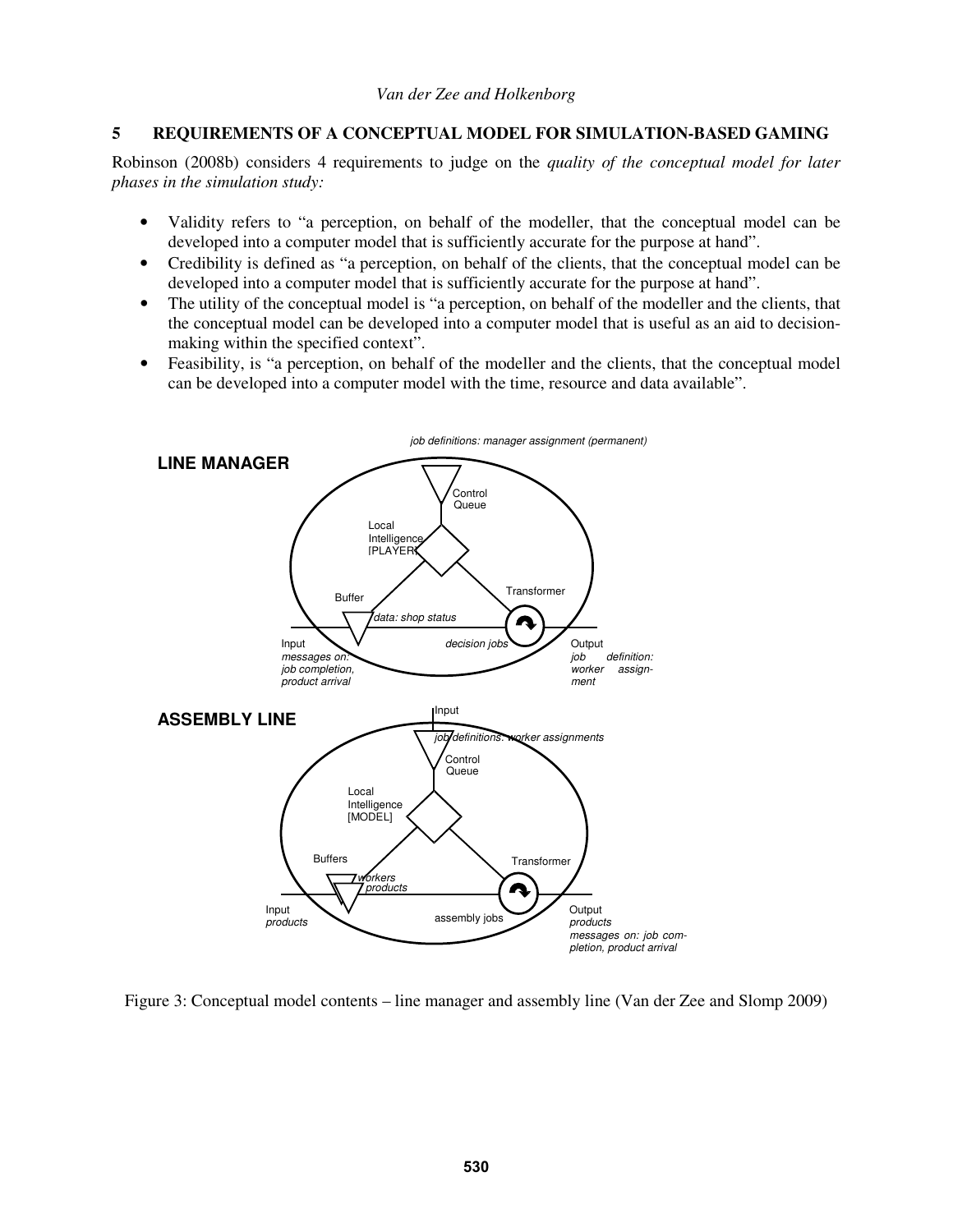## 5 REQUIREMENTS OF A CONCEPTUAL MODEL FOR SIMULATION-BASED GAMING

Robinson (2008b) considers 4 requirements to judge on the *quality of the conceptual model for later phases in the simulation study:*

- Validity refers to "a perception, on behalf of the modeller, that the conceptual model can be developed into a computer model that is sufficiently accurate for the purpose at hand".
- Credibility is defined as "a perception, on behalf of the clients, that the conceptual model can be developed into a computer model that is sufficiently accurate for the purpose at hand".
- The utility of the conceptual model is "a perception, on behalf of the modeller and the clients, that the conceptual model can be developed into a computer model that is useful as an aid to decision-making within the specified context".
- Feasibility, is "a perception, on behalf of the modeller and the clients, that the conceptual model can be developed into a computer model with the time, resource and data available".

Figure 3: Conceptual model contents – line manager and assembly line (Van der Zee and Slomp 2009)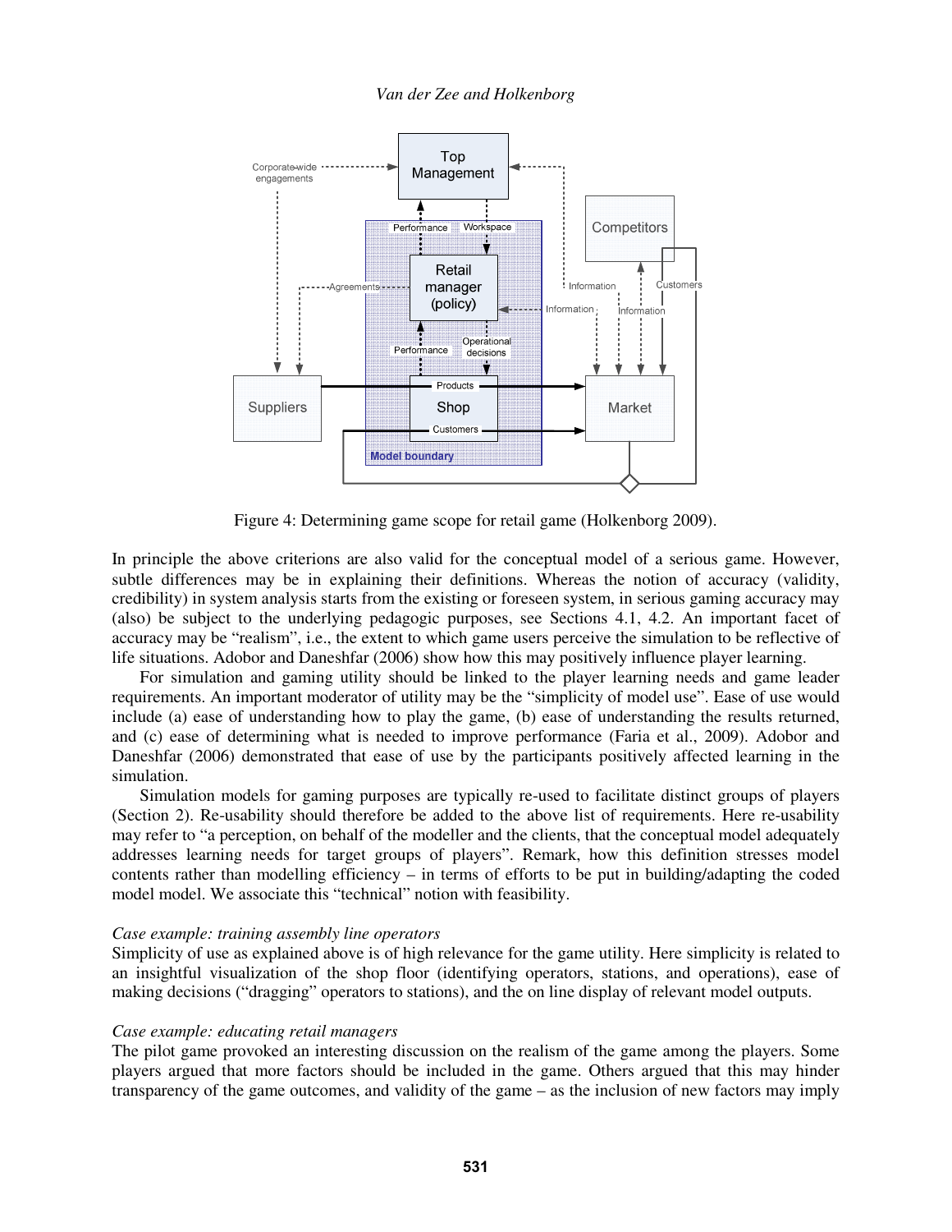Figure 4: Determining game scope for retail game (Holkenborg 2009).

In principle the above criterions are also valid for the conceptual model of a serious game. However, subtle differences may be in explaining their definitions. Whereas the notion of accuracy (validity, credibility) in system analysis starts from the existing or foreseen system, in serious gaming accuracy may (also) be subject to the underlying pedagogic purposes, see Sections 4.1, 4.2. An important facet of accuracy may be "realism", i.e., the extent to which game users perceive the simulation to be reflective of life situations. Adobor and Daneshfar (2006) show how this may positively influence player learning.

For simulation and gaming utility should be linked to the player learning needs and game leader requirements. An important moderator of utility may be the "simplicity of model use". Ease of use would include (a) ease of understanding how to play the game, (b) ease of understanding the results returned, and (c) ease of determining what is needed to improve performance (Faria et al., 2009). Adobor and Daneshfar (2006) demonstrated that ease of use by the participants positively affected learning in the simulation.

Simulation models for gaming purposes are typically re-used to facilitate distinct groups of players (Section 2). Re-usability should therefore be added to the above list of requirements. Here re-usability may refer to "a perception, on behalf of the modeller and the clients, that the conceptual model adequately addresses learning needs for target groups of players". Remark, how this definition stresses model contents rather than modelling efficiency – in terms of efforts to be put in building/adapting the coded model model. We associate this "technical" notion with feasibility.

*Case example: training assembly line operators*

Simplicity of use as explained above is of high relevance for the game utility. Here simplicity is related to an insightful visualization of the shop floor (identifying operators, stations, and operations), ease of making decisions ("dragging" operators to stations), and the on line display of relevant model outputs.

*Case example: educating retail managers*

The pilot game provoked an interesting discussion on the realism of the game among the players. Some players argued that more factors should be included in the game. Others argued that this may hinder transparency of the game outcomes, and validity of the game – as the inclusion of new factors may imply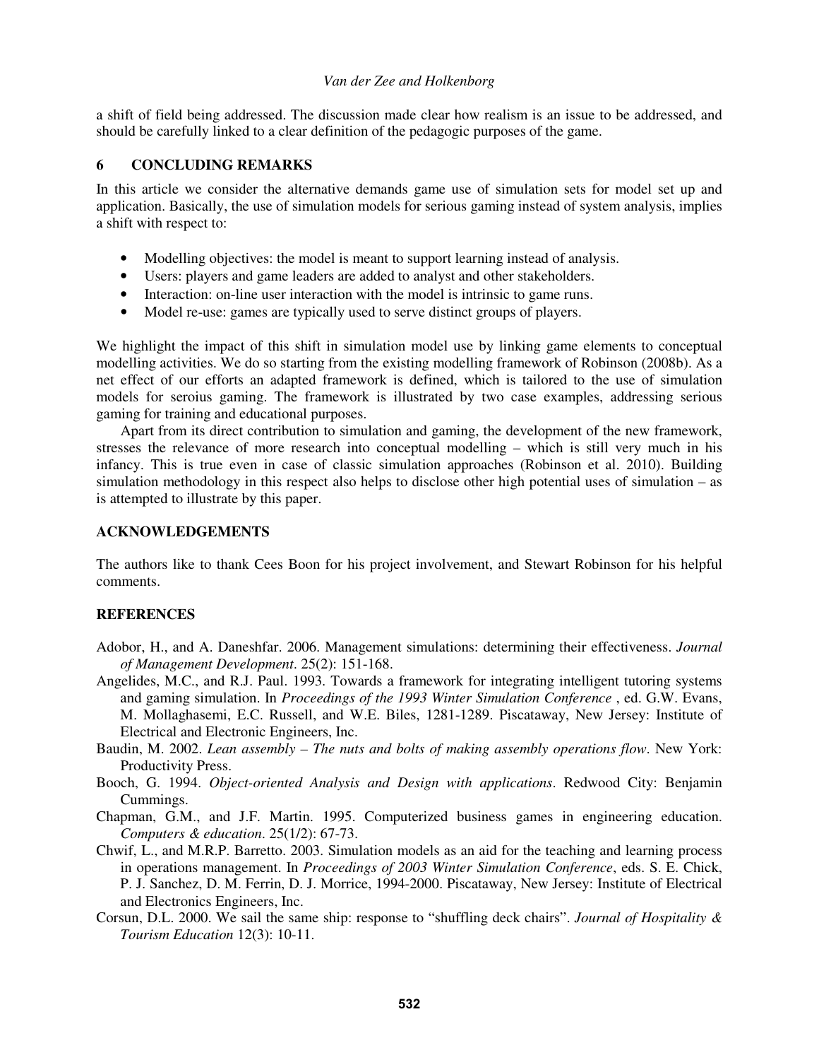a shift of field being addressed. The discussion made clear how realism is an issue to be addressed, and should be carefully linked to a clear definition of the pedagogic purposes of the game.

## 6 CONCLUDING REMARKS

In this article we consider the alternative demands game use of simulation sets for model set up and application. Basically, the use of simulation models for serious gaming instead of system analysis, implies a shift with respect to:

- Modelling objectives: the model is meant to support learning instead of analysis.
- Users: players and game leaders are added to analyst and other stakeholders.
- Interaction: on-line user interaction with the model is intrinsic to game runs.
- Model re-use: games are typically used to serve distinct groups of players.

We highlight the impact of this shift in simulation model use by linking game elements to conceptual modelling activities. We do so starting from the existing modelling framework of Robinson (2008b). As a net effect of our efforts an adapted framework is defined, which is tailored to the use of simulation models for seroius gaming. The framework is illustrated by two case examples, addressing serious gaming for training and educational purposes.

Apart from its direct contribution to simulation and gaming, the development of the new framework, stresses the relevance of more research into conceptual modelling – which is still very much in his infancy. This is true even in case of classic simulation approaches (Robinson et al. 2010). Building simulation methodology in this respect also helps to disclose other high potential uses of simulation – as is attempted to illustrate by this paper.

## ACKNOWLEDGEMENTS

The authors like to thank Cees Boon for his project involvement, and Stewart Robinson for his helpful comments.

## REFERENCES

Adobor, H., and A. Daneshfar. 2006. Management simulations: determining their effectiveness. *Journal of Management Development*. 25(2): 151-168.

Angelides, M.C., and R.J. Paul. 1993. Towards a framework for integrating intelligent tutoring systems and gaming simulation. In *Proceedings of the 1993 Winter Simulation Conference* , ed. G.W. Evans, M. Mollaghasemi, E.C. Russell, and W.E. Biles, 1281-1289. Piscataway, New Jersey: Institute of Electrical and Electronic Engineers, Inc.

Baudin, M. 2002. *Lean assembly – The nuts and bolts of making assembly operations flow*. New York: Productivity Press.

Booch, G. 1994. *Object-oriented Analysis and Design with applications*. Redwood City: Benjamin Cummings.

Chapman, G.M., and J.F. Martin. 1995. Computerized business games in engineering education. *Computers & education*. 25(1/2): 67-73.

Chwif, L., and M.R.P. Barretto. 2003. Simulation models as an aid for the teaching and learning process in operations management. In *Proceedings of 2003 Winter Simulation Conference*, eds. S. E. Chick, P. J. Sanchez, D. M. Ferrin, D. J. Morrice, 1994-2000. Piscataway, New Jersey: Institute of Electrical and Electronics Engineers, Inc.

Corsun, D.L. 2000. We sail the same ship: response to "shuffling deck chairs". *Journal of Hospitality & Tourism Education* 12(3): 10-11.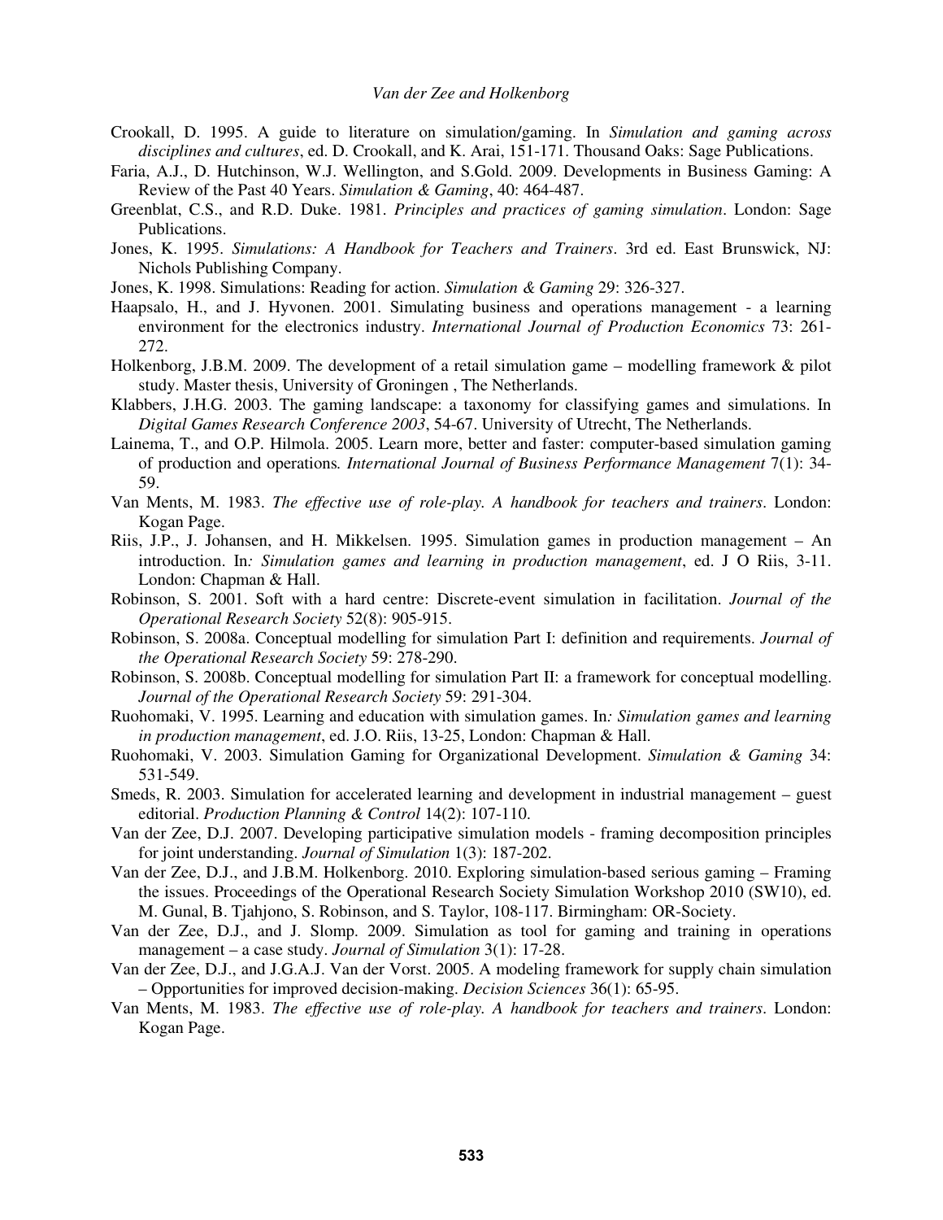Crookall, D. 1995. A guide to literature on simulation/gaming. In *Simulation and gaming across disciplines and cultures*, ed. D. Crookall, and K. Arai, 151-171. Thousand Oaks: Sage Publications.

Faria, A.J., D. Hutchinson, W.J. Wellington, and S.Gold. 2009. Developments in Business Gaming: A Review of the Past 40 Years. *Simulation & Gaming*, 40: 464-487.

Greenblat, C.S., and R.D. Duke. 1981. *Principles and practices of gaming simulation*. London: Sage Publications.

Jones, K. 1995. *Simulations: A Handbook for Teachers and Trainers*. 3rd ed. East Brunswick, NJ: Nichols Publishing Company.

Jones, K. 1998. Simulations: Reading for action. *Simulation & Gaming* 29: 326-327.

Haapsalo, H., and J. Hyvonen. 2001. Simulating business and operations management - a learning environment for the electronics industry. *International Journal of Production Economics* 73: 261-272.

Holkenborg, J.B.M. 2009. The development of a retail simulation game – modelling framework & pilot study. Master thesis, University of Groningen , The Netherlands.

Klabbers, J.H.G. 2003. The gaming landscape: a taxonomy for classifying games and simulations. In *Digital Games Research Conference 2003*, 54-67. University of Utrecht, The Netherlands.

Lainema, T., and O.P. Hilmola. 2005. Learn more, better and faster: computer-based simulation gaming of production and operations*. International Journal of Business Performance Management* 7(1): 34-59.

Van Ments, M. 1983. *The effective use of role-play. A handbook for teachers and trainers*. London: Kogan Page.

Riis, J.P., J. Johansen, and H. Mikkelsen. 1995. Simulation games in production management – An introduction. In*: Simulation games and learning in production management*, ed. J O Riis, 3-11. London: Chapman & Hall.

Robinson, S. 2001. Soft with a hard centre: Discrete-event simulation in facilitation. *Journal of the Operational Research Society* 52(8): 905-915.

Robinson, S. 2008a. Conceptual modelling for simulation Part I: definition and requirements. *Journal of the Operational Research Society* 59: 278-290.

Robinson, S. 2008b. Conceptual modelling for simulation Part II: a framework for conceptual modelling. *Journal of the Operational Research Society* 59: 291-304.

Ruohomaki, V. 1995. Learning and education with simulation games. In*: Simulation games and learning in production management*, ed. J.O. Riis, 13-25, London: Chapman & Hall.

Ruohomaki, V. 2003. Simulation Gaming for Organizational Development. *Simulation & Gaming* 34: 531-549.

Smeds, R. 2003. Simulation for accelerated learning and development in industrial management – guest editorial. *Production Planning & Control* 14(2): 107-110.

Van der Zee, D.J. 2007. Developing participative simulation models - framing decomposition principles for joint understanding. *Journal of Simulation* 1(3): 187-202.

Van der Zee, D.J., and J.B.M. Holkenborg. 2010. Exploring simulation-based serious gaming – Framing the issues. Proceedings of the Operational Research Society Simulation Workshop 2010 (SW10), ed. M. Gunal, B. Tjahjono, S. Robinson, and S. Taylor, 108-117. Birmingham: OR-Society.

Van der Zee, D.J., and J. Slomp. 2009. Simulation as tool for gaming and training in operations management – a case study. *Journal of Simulation* 3(1): 17-28.

Van der Zee, D.J., and J.G.A.J. Van der Vorst. 2005. A modeling framework for supply chain simulation – Opportunities for improved decision-making. *Decision Sciences* 36(1): 65-95.

Van Ments, M. 1983. *The effective use of role-play. A handbook for teachers and trainers*. London: Kogan Page.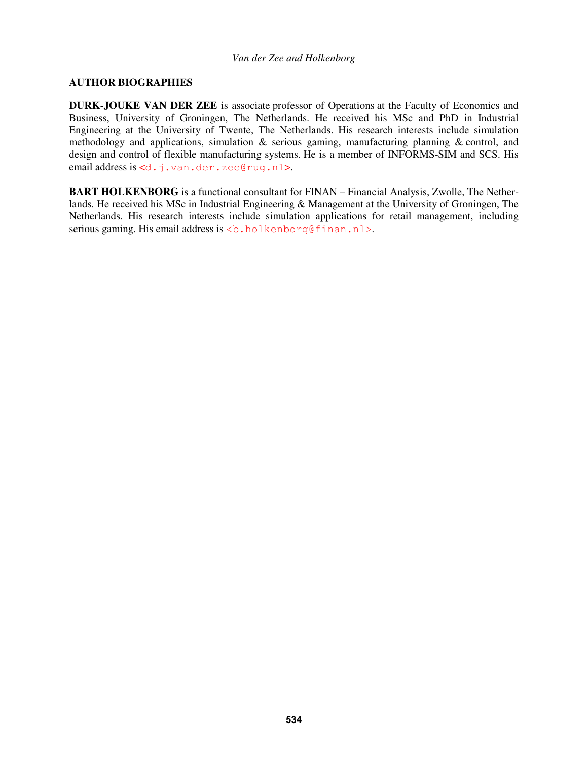## AUTHOR BIOGRAPHIES

**DURK-JOUKE VAN DER ZEE** is associate professor of Operations at the Faculty of Economics and Business, University of Groningen, The Netherlands. He received his MSc and PhD in Industrial Engineering at the University of Twente, The Netherlands. His research interests include simulation methodology and applications, simulation & serious gaming, manufacturing planning & control, and design and control of flexible manufacturing systems. He is a member of INFORMS-SIM and SCS. His email address is <d.j.van.der.zee@rug.nl>.

**BART HOLKENBORG** is a functional consultant for FINAN – Financial Analysis, Zwolle, The Netherlands. He received his MSc in Industrial Engineering & Management at the University of Groningen, The Netherlands. His research interests include simulation applications for retail management, including serious gaming. His email address is <b.holkenborg@finan.nl>.